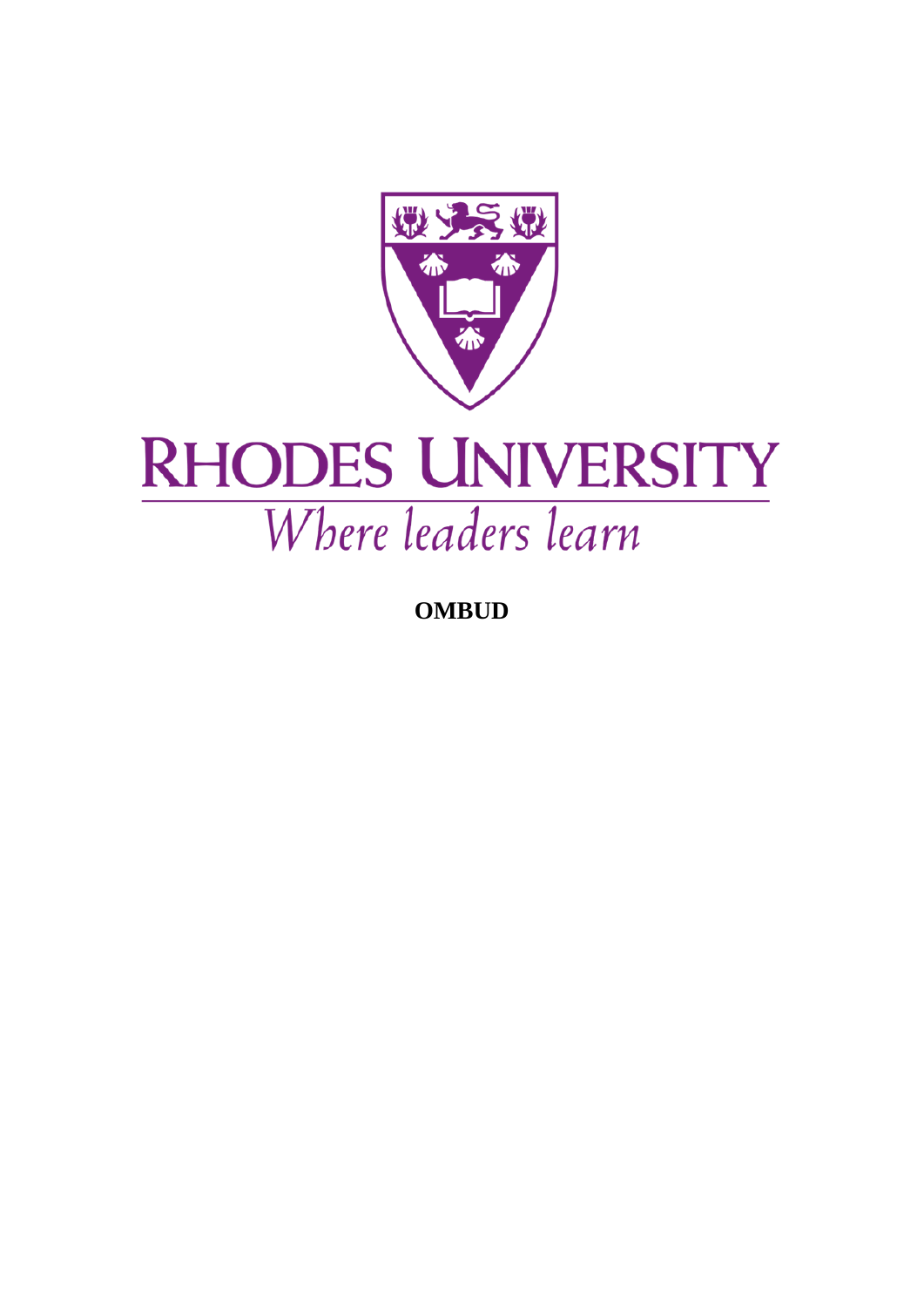# RHODES UNIVERSITY

*Where leaders learn*

**OMBUD**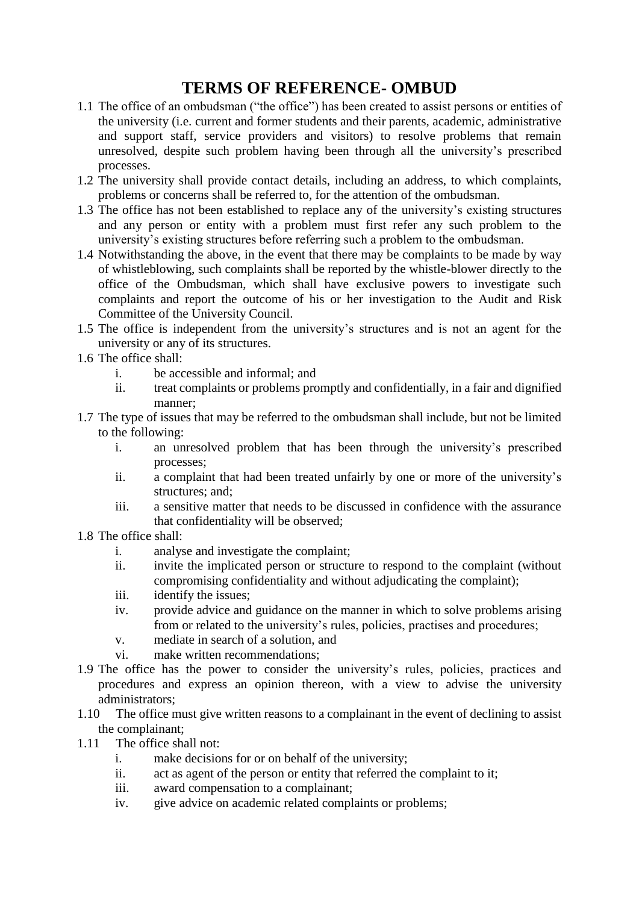# TERMS OF REFERENCE- OMBUD

1.1 The office of an ombudsman ("the office") has been created to assist persons or entities of the university (i.e. current and former students and their parents, academic, administrative and support staff, service providers and visitors) to resolve problems that remain unresolved, despite such problem having been through all the university's prescribed processes.

1.2 The university shall provide contact details, including an address, to which complaints, problems or concerns shall be referred to, for the attention of the ombudsman.

1.3 The office has not been established to replace any of the university's existing structures and any person or entity with a problem must first refer any such problem to the university's existing structures before referring such a problem to the ombudsman.

1.4 Notwithstanding the above, in the event that there may be complaints to be made by way of whistleblowing, such complaints shall be reported by the whistle-blower directly to the office of the Ombudsman, which shall have exclusive powers to investigate such complaints and report the outcome of his or her investigation to the Audit and Risk Committee of the University Council.

1.5 The office is independent from the university's structures and is not an agent for the university or any of its structures.

1.6 The office shall:

- i. be accessible and informal; and
- ii. treat complaints or problems promptly and confidentially, in a fair and dignified manner;

1.7 The type of issues that may be referred to the ombudsman shall include, but not be limited to the following:

- i. an unresolved problem that has been through the university's prescribed processes;
- ii. a complaint that had been treated unfairly by one or more of the university's structures; and;
- iii. a sensitive matter that needs to be discussed in confidence with the assurance that confidentiality will be observed;

1.8 The office shall:

- i. analyse and investigate the complaint;
- ii. invite the implicated person or structure to respond to the complaint (without compromising confidentiality and without adjudicating the complaint);
- iii. identify the issues;
- iv. provide advice and guidance on the manner in which to solve problems arising from or related to the university's rules, policies, practises and procedures;
- v. mediate in search of a solution, and
- vi. make written recommendations;

1.9 The office has the power to consider the university's rules, policies, practices and procedures and express an opinion thereon, with a view to advise the university administrators;

1.10 The office must give written reasons to a complainant in the event of declining to assist the complainant;

1.11 The office shall not:

- i. make decisions for or on behalf of the university;
- ii. act as agent of the person or entity that referred the complaint to it;
- iii. award compensation to a complainant;
- iv. give advice on academic related complaints or problems;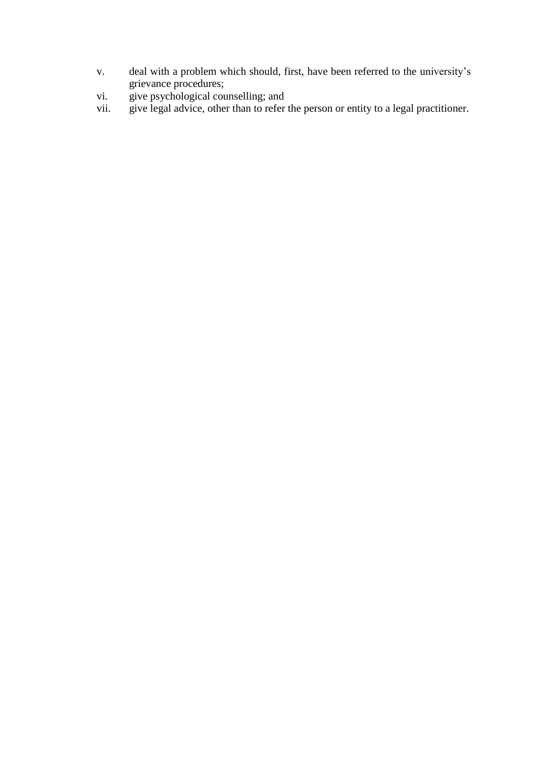v. deal with a problem which should, first, have been referred to the university's grievance procedures;

vi. give psychological counselling; and

vii. give legal advice, other than to refer the person or entity to a legal practitioner.